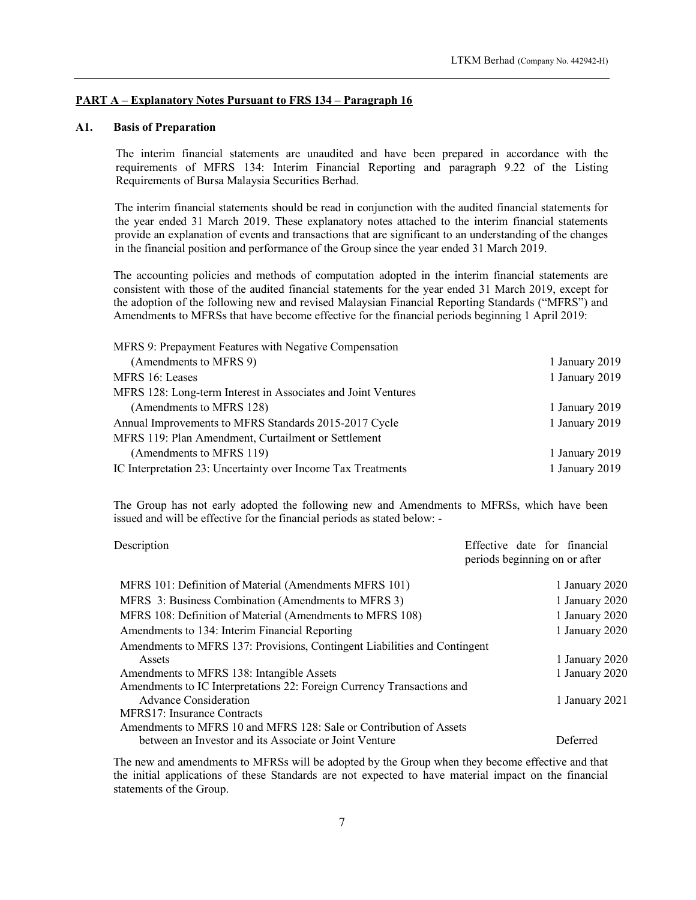## PART A – Explanatory Notes Pursuant to FRS 134 – Paragraph 16

### A1. Basis of Preparation

The interim financial statements are unaudited and have been prepared in accordance with the requirements of MFRS 134: Interim Financial Reporting and paragraph 9.22 of the Listing Requirements of Bursa Malaysia Securities Berhad.

The interim financial statements should be read in conjunction with the audited financial statements for the year ended 31 March 2019. These explanatory notes attached to the interim financial statements provide an explanation of events and transactions that are significant to an understanding of the changes in the financial position and performance of the Group since the year ended 31 March 2019.

The accounting policies and methods of computation adopted in the interim financial statements are consistent with those of the audited financial statements for the year ended 31 March 2019, except for the adoption of the following new and revised Malaysian Financial Reporting Standards ("MFRS") and Amendments to MFRSs that have become effective for the financial periods beginning 1 April 2019:

| | |
|---|---|
| MFRS 9: Prepayment Features with Negative Compensation (Amendments to MFRS 9) | 1 January 2019 |
| MFRS 16: Leases | 1 January 2019 |
| MFRS 128: Long-term Interest in Associates and Joint Ventures (Amendments to MFRS 128) | 1 January 2019 |
| Annual Improvements to MFRS Standards 2015-2017 Cycle | 1 January 2019 |
| MFRS 119: Plan Amendment, Curtailment or Settlement (Amendments to MFRS 119) | 1 January 2019 |
| IC Interpretation 23: Uncertainty over Income Tax Treatments | 1 January 2019 |

The Group has not early adopted the following new and Amendments to MFRSs, which have been issued and will be effective for the financial periods as stated below: -

| Description | Effective date for financial periods beginning on or after |
|---|---|
| MFRS 101: Definition of Material (Amendments MFRS 101) | 1 January 2020 |
| MFRS 3: Business Combination (Amendments to MFRS 3) | 1 January 2020 |
| MFRS 108: Definition of Material (Amendments to MFRS 108) | 1 January 2020 |
| Amendments to 134: Interim Financial Reporting | 1 January 2020 |
| Amendments to MFRS 137: Provisions, Contingent Liabilities and Contingent Assets | 1 January 2020 |
| Amendments to MFRS 138: Intangible Assets | 1 January 2020 |
| Amendments to IC Interpretations 22: Foreign Currency Transactions and Advance Consideration | 1 January 2021 |
| MFRS17: Insurance Contracts | |
| Amendments to MFRS 10 and MFRS 128: Sale or Contribution of Assets between an Investor and its Associate or Joint Venture | Deferred |

The new and amendments to MFRSs will be adopted by the Group when they become effective and that the initial applications of these Standards are not expected to have material impact on the financial statements of the Group.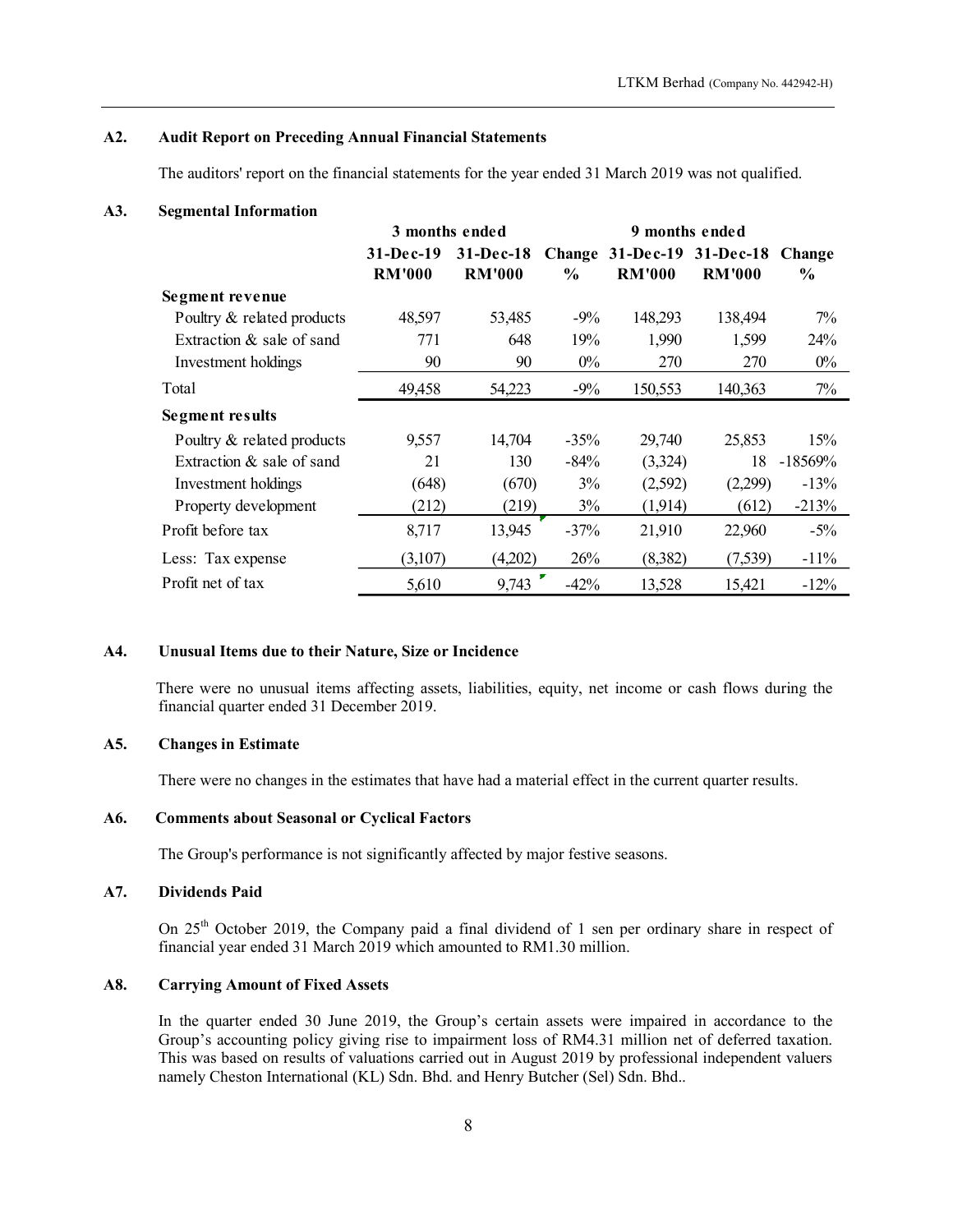## A2. Audit Report on Preceding Annual Financial Statements

The auditors' report on the financial statements for the year ended 31 March 2019 was not qualified.

## A3. Segmental Information

| | 3 months ended | | | 9 months ended | | |
|---|---|---|---|---|---|---|
| | 31-Dec-19 RM'000 | 31-Dec-18 RM'000 | Change % | 31-Dec-19 RM'000 | 31-Dec-18 RM'000 | Change % |
| **Segment revenue** | | | | | | |
| Poultry & related products | 48,597 | 53,485 | -9% | 148,293 | 138,494 | 7% |
| Extraction & sale of sand | 771 | 648 | 19% | 1,990 | 1,599 | 24% |
| Investment holdings | 90 | 90 | 0% | 270 | 270 | 0% |
| Total | 49,458 | 54,223 | -9% | 150,553 | 140,363 | 7% |
| **Segment results** | | | | | | |
| Poultry & related products | 9,557 | 14,704 | -35% | 29,740 | 25,853 | 15% |
| Extraction & sale of sand | 21 | 130 | -84% | (3,324) | 18 | -18569% |
| Investment holdings | (648) | (670) | 3% | (2,592) | (2,299) | -13% |
| Property development | (212) | (219) | 3% | (1,914) | (612) | -213% |
| Profit before tax | 8,717 | 13,945 | -37% | 21,910 | 22,960 | -5% |
| Less: Tax expense | (3,107) | (4,202) | 26% | (8,382) | (7,539) | -11% |
| Profit net of tax | 5,610 | 9,743 | -42% | 13,528 | 15,421 | -12% |

## A4. Unusual Items due to their Nature, Size or Incidence

There were no unusual items affecting assets, liabilities, equity, net income or cash flows during the financial quarter ended 31 December 2019.

## A5. Changes in Estimate

There were no changes in the estimates that have had a material effect in the current quarter results.

## A6. Comments about Seasonal or Cyclical Factors

The Group's performance is not significantly affected by major festive seasons.

## A7. Dividends Paid

On 25th October 2019, the Company paid a final dividend of 1 sen per ordinary share in respect of financial year ended 31 March 2019 which amounted to RM1.30 million.

## A8. Carrying Amount of Fixed Assets

In the quarter ended 30 June 2019, the Group's certain assets were impaired in accordance to the Group's accounting policy giving rise to impairment loss of RM4.31 million net of deferred taxation. This was based on results of valuations carried out in August 2019 by professional independent valuers namely Cheston International (KL) Sdn. Bhd. and Henry Butcher (Sel) Sdn. Bhd..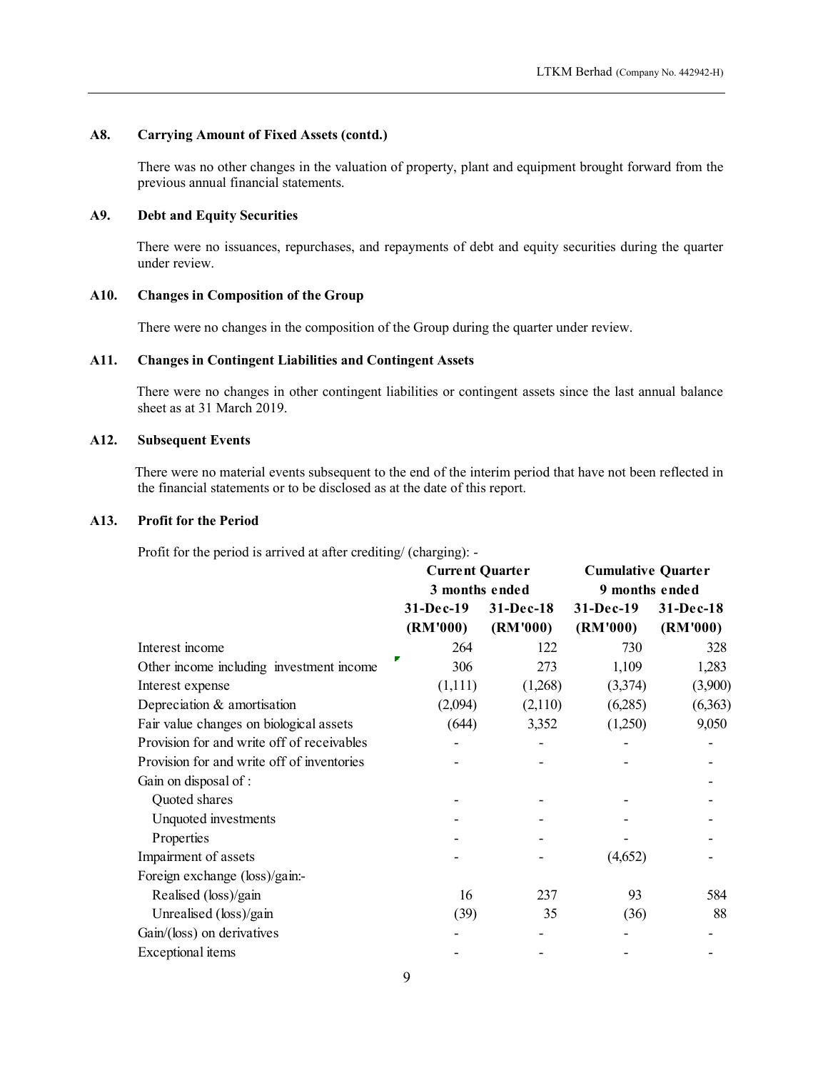### A8. Carrying Amount of Fixed Assets (contd.)

There was no other changes in the valuation of property, plant and equipment brought forward from the previous annual financial statements.

### A9. Debt and Equity Securities

There were no issuances, repurchases, and repayments of debt and equity securities during the quarter under review.

### A10. Changes in Composition of the Group

There were no changes in the composition of the Group during the quarter under review.

### A11. Changes in Contingent Liabilities and Contingent Assets

There were no changes in other contingent liabilities or contingent assets since the last annual balance sheet as at 31 March 2019.

### A12. Subsequent Events

There were no material events subsequent to the end of the interim period that have not been reflected in the financial statements or to be disclosed as at the date of this report.

### A13. Profit for the Period

Profit for the period is arrived at after crediting/ (charging): -

| | Current Quarter 3 months ended | | Cumulative Quarter 9 months ended | |
|---|---|---|---|---|
| | 31-Dec-19 (RM'000) | 31-Dec-18 (RM'000) | 31-Dec-19 (RM'000) | 31-Dec-18 (RM'000) |
| Interest income | 264 | 122 | 730 | 328 |
| Other income including investment income | 306 | 273 | 1,109 | 1,283 |
| Interest expense | (1,111) | (1,268) | (3,374) | (3,900) |
| Depreciation & amortisation | (2,094) | (2,110) | (6,285) | (6,363) |
| Fair value changes on biological assets | (644) | 3,352 | (1,250) | 9,050 |
| Provision for and write off of receivables | - | - | - | - |
| Provision for and write off of inventories | - | - | - | - |
| Gain on disposal of : | | | | - |
| Quoted shares | - | - | - | - |
| Unquoted investments | - | - | - | - |
| Properties | - | - | - | - |
| Impairment of assets | - | - | (4,652) | - |
| Foreign exchange (loss)/gain:- | | | | |
| Realised (loss)/gain | 16 | 237 | 93 | 584 |
| Unrealised (loss)/gain | (39) | 35 | (36) | 88 |
| Gain/(loss) on derivatives | - | - | - | - |
| Exceptional items | - | - | - | - |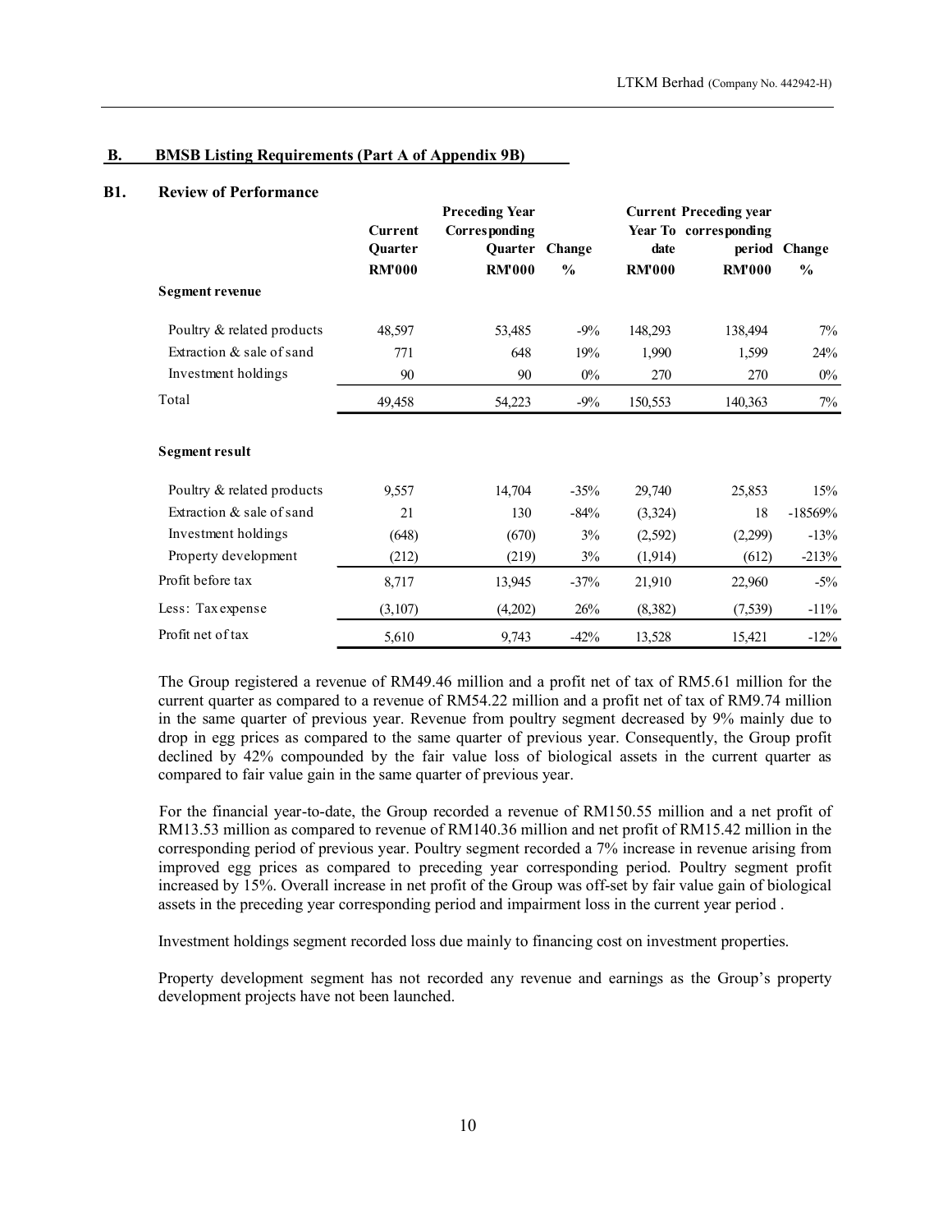## B. BMSB Listing Requirements (Part A of Appendix 9B)

### B1. Review of Performance

| | Current Quarter RM'000 | Preceding Year Corresponding Quarter RM'000 | Change % | Current Year To date RM'000 | Preceding year corresponding period RM'000 | Change % |
|---|---|---|---|---|---|---|
| **Segment revenue** | | | | | | |
| Poultry & related products | 48,597 | 53,485 | -9% | 148,293 | 138,494 | 7% |
| Extraction & sale of sand | 771 | 648 | 19% | 1,990 | 1,599 | 24% |
| Investment holdings | 90 | 90 | 0% | 270 | 270 | 0% |
| Total | 49,458 | 54,223 | -9% | 150,553 | 140,363 | 7% |
| **Segment result** | | | | | | |
| Poultry & related products | 9,557 | 14,704 | -35% | 29,740 | 25,853 | 15% |
| Extraction & sale of sand | 21 | 130 | -84% | (3,324) | 18 | -18569% |
| Investment holdings | (648) | (670) | 3% | (2,592) | (2,299) | -13% |
| Property development | (212) | (219) | 3% | (1,914) | (612) | -213% |
| Profit before tax | 8,717 | 13,945 | -37% | 21,910 | 22,960 | -5% |
| Less: Tax expense | (3,107) | (4,202) | 26% | (8,382) | (7,539) | -11% |
| Profit net of tax | 5,610 | 9,743 | -42% | 13,528 | 15,421 | -12% |

The Group registered a revenue of RM49.46 million and a profit net of tax of RM5.61 million for the current quarter as compared to a revenue of RM54.22 million and a profit net of tax of RM9.74 million in the same quarter of previous year. Revenue from poultry segment decreased by 9% mainly due to drop in egg prices as compared to the same quarter of previous year. Consequently, the Group profit declined by 42% compounded by the fair value loss of biological assets in the current quarter as compared to fair value gain in the same quarter of previous year.

For the financial year-to-date, the Group recorded a revenue of RM150.55 million and a net profit of RM13.53 million as compared to revenue of RM140.36 million and net profit of RM15.42 million in the corresponding period of previous year. Poultry segment recorded a 7% increase in revenue arising from improved egg prices as compared to preceding year corresponding period. Poultry segment profit increased by 15%. Overall increase in net profit of the Group was off-set by fair value gain of biological assets in the preceding year corresponding period and impairment loss in the current year period .

Investment holdings segment recorded loss due mainly to financing cost on investment properties.

Property development segment has not recorded any revenue and earnings as the Group's property development projects have not been launched.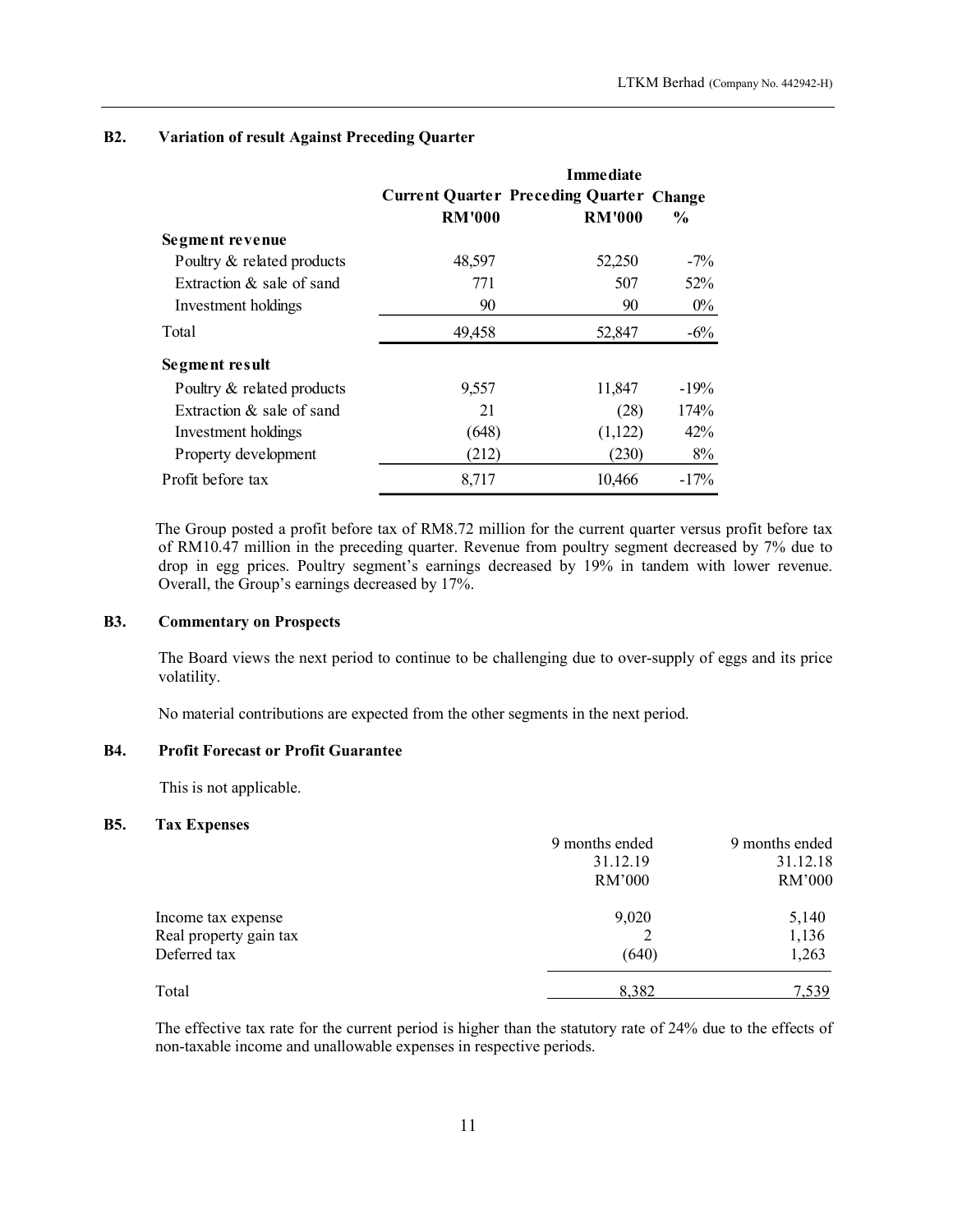## B2. Variation of result Against Preceding Quarter

| | Current Quarter | Immediate Preceding Quarter | Change |
|---|---|---|---|
| | RM'000 | RM'000 | % |
| **Segment revenue** | | | |
| Poultry & related products | 48,597 | 52,250 | -7% |
| Extraction & sale of sand | 771 | 507 | 52% |
| Investment holdings | 90 | 90 | 0% |
| Total | 49,458 | 52,847 | -6% |
| **Segment result** | | | |
| Poultry & related products | 9,557 | 11,847 | -19% |
| Extraction & sale of sand | 21 | (28) | 174% |
| Investment holdings | (648) | (1,122) | 42% |
| Property development | (212) | (230) | 8% |
| Profit before tax | 8,717 | 10,466 | -17% |

The Group posted a profit before tax of RM8.72 million for the current quarter versus profit before tax of RM10.47 million in the preceding quarter. Revenue from poultry segment decreased by 7% due to drop in egg prices. Poultry segment's earnings decreased by 19% in tandem with lower revenue. Overall, the Group's earnings decreased by 17%.

## B3. Commentary on Prospects

The Board views the next period to continue to be challenging due to over-supply of eggs and its price volatility.

No material contributions are expected from the other segments in the next period.

## B4. Profit Forecast or Profit Guarantee

This is not applicable.

## B5. Tax Expenses

| | 9 months ended 31.12.19 | 9 months ended 31.12.18 |
|---|---|---|
| | RM'000 | RM'000 |
| Income tax expense | 9,020 | 5,140 |
| Real property gain tax | 2 | 1,136 |
| Deferred tax | (640) | 1,263 |
| Total | 8,382 | 7,539 |

The effective tax rate for the current period is higher than the statutory rate of 24% due to the effects of non-taxable income and unallowable expenses in respective periods.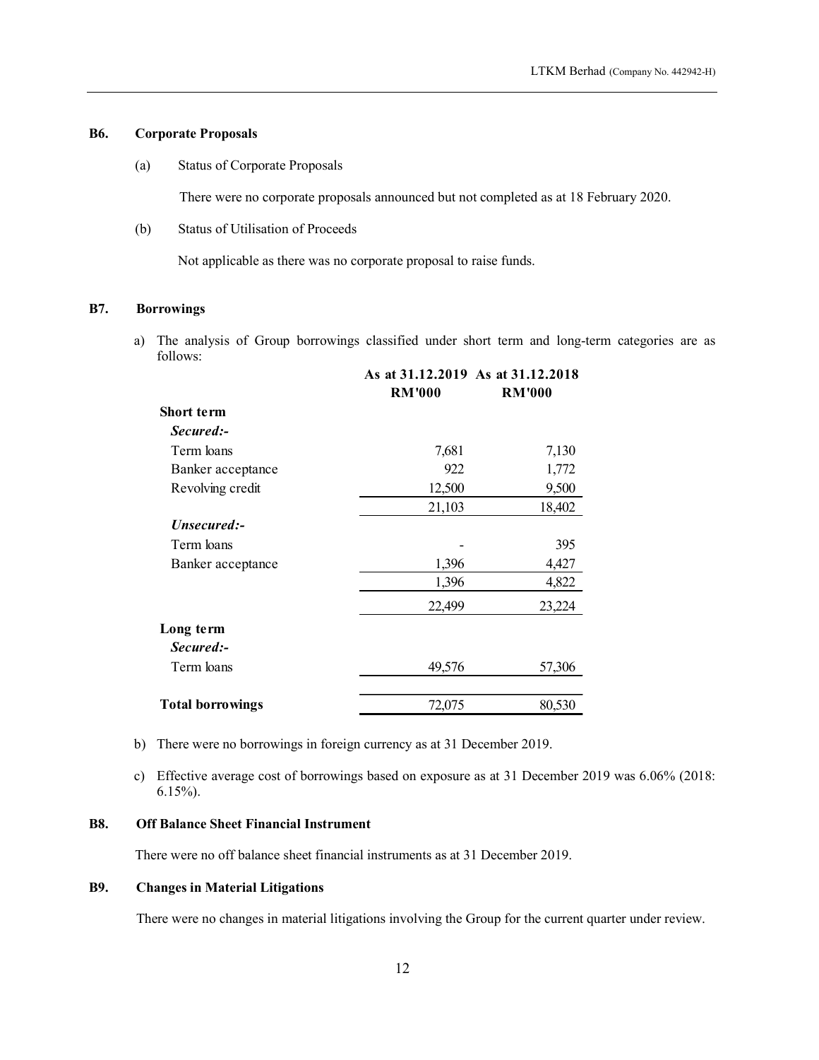### B6. Corporate Proposals

(a) Status of Corporate Proposals

There were no corporate proposals announced but not completed as at 18 February 2020.

(b) Status of Utilisation of Proceeds

Not applicable as there was no corporate proposal to raise funds.

### B7. Borrowings

a) The analysis of Group borrowings classified under short term and long-term categories are as follows:

| | As at 31.12.2019<br>RM'000 | As at 31.12.2018<br>RM'000 |
|---|---|---|
| **Short term** | | |
| ***Secured:-*** | | |
| Term loans | 7,681 | 7,130 |
| Banker acceptance | 922 | 1,772 |
| Revolving credit | 12,500 | 9,500 |
| | 21,103 | 18,402 |
| ***Unsecured:-*** | | |
| Term loans | - | 395 |
| Banker acceptance | 1,396 | 4,427 |
| | 1,396 | 4,822 |
| | 22,499 | 23,224 |
| **Long term** | | |
| ***Secured:-*** | | |
| Term loans | 49,576 | 57,306 |
| **Total borrowings** | 72,075 | 80,530 |

b) There were no borrowings in foreign currency as at 31 December 2019.

c) Effective average cost of borrowings based on exposure as at 31 December 2019 was 6.06% (2018: 6.15%).

### B8. Off Balance Sheet Financial Instrument

There were no off balance sheet financial instruments as at 31 December 2019.

### B9. Changes in Material Litigations

There were no changes in material litigations involving the Group for the current quarter under review.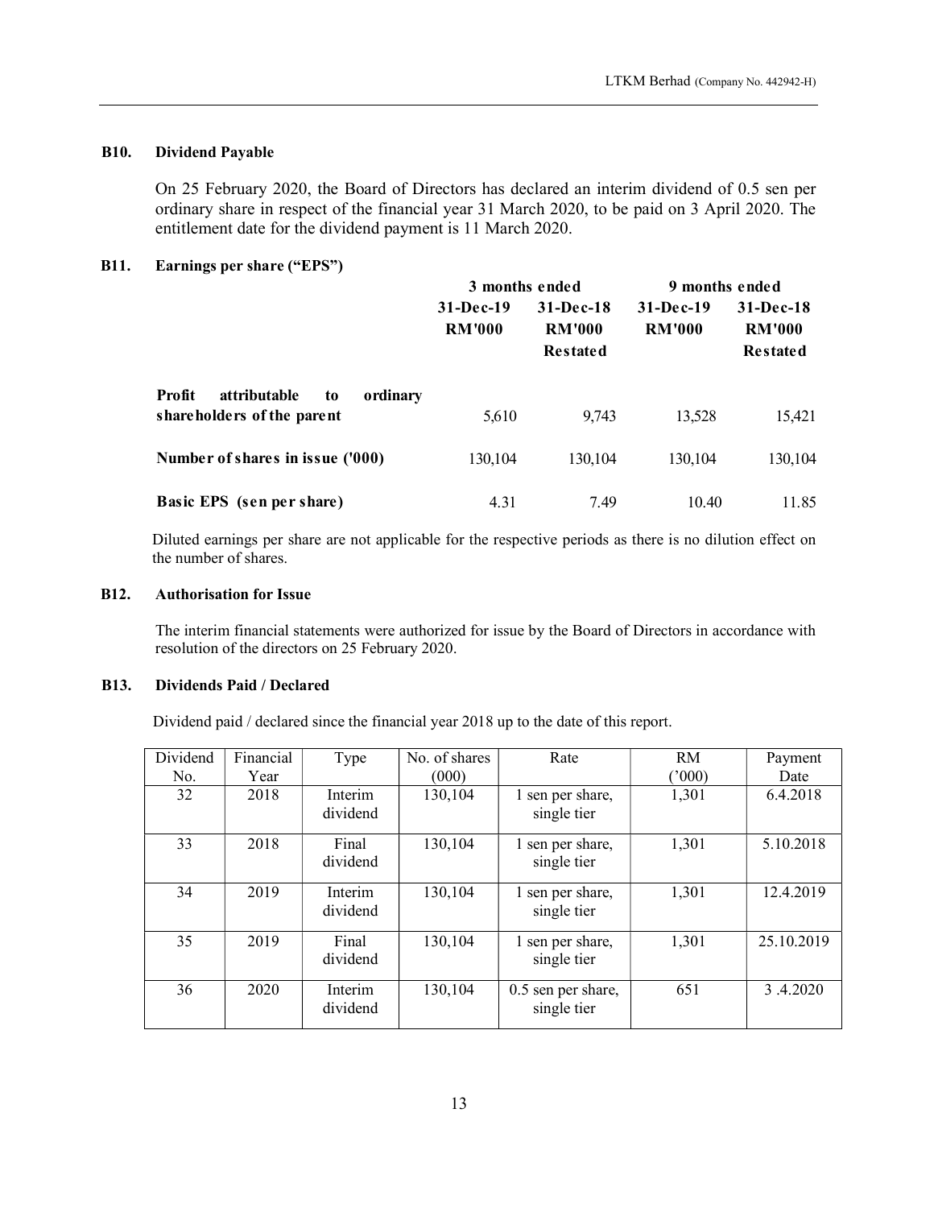### B10. Dividend Payable

On 25 February 2020, the Board of Directors has declared an interim dividend of 0.5 sen per ordinary share in respect of the financial year 31 March 2020, to be paid on 3 April 2020. The entitlement date for the dividend payment is 11 March 2020.

### B11. Earnings per share ("EPS")

| | 3 months ended | | 9 months ended | |
|---|---|---|---|---|
| | 31-Dec-19 RM'000 | 31-Dec-18 RM'000 Restated | 31-Dec-19 RM'000 | 31-Dec-18 RM'000 Restated |
| **Profit attributable to ordinary shareholders of the parent** | 5,610 | 9,743 | 13,528 | 15,421 |
| **Number of shares in issue ('000)** | 130,104 | 130,104 | 130,104 | 130,104 |
| **Basic EPS (sen per share)** | 4.31 | 7.49 | 10.40 | 11.85 |

Diluted earnings per share are not applicable for the respective periods as there is no dilution effect on the number of shares.

### B12. Authorisation for Issue

The interim financial statements were authorized for issue by the Board of Directors in accordance with resolution of the directors on 25 February 2020.

### B13. Dividends Paid / Declared

Dividend paid / declared since the financial year 2018 up to the date of this report.

| Dividend No. | Financial Year | Type | No. of shares (000) | Rate | RM ('000) | Payment Date |
|---|---|---|---|---|---|---|
| 32 | 2018 | Interim dividend | 130,104 | 1 sen per share, single tier | 1,301 | 6.4.2018 |
| 33 | 2018 | Final dividend | 130,104 | 1 sen per share, single tier | 1,301 | 5.10.2018 |
| 34 | 2019 | Interim dividend | 130,104 | 1 sen per share, single tier | 1,301 | 12.4.2019 |
| 35 | 2019 | Final dividend | 130,104 | 1 sen per share, single tier | 1,301 | 25.10.2019 |
| 36 | 2020 | Interim dividend | 130,104 | 0.5 sen per share, single tier | 651 | 3 .4.2020 |